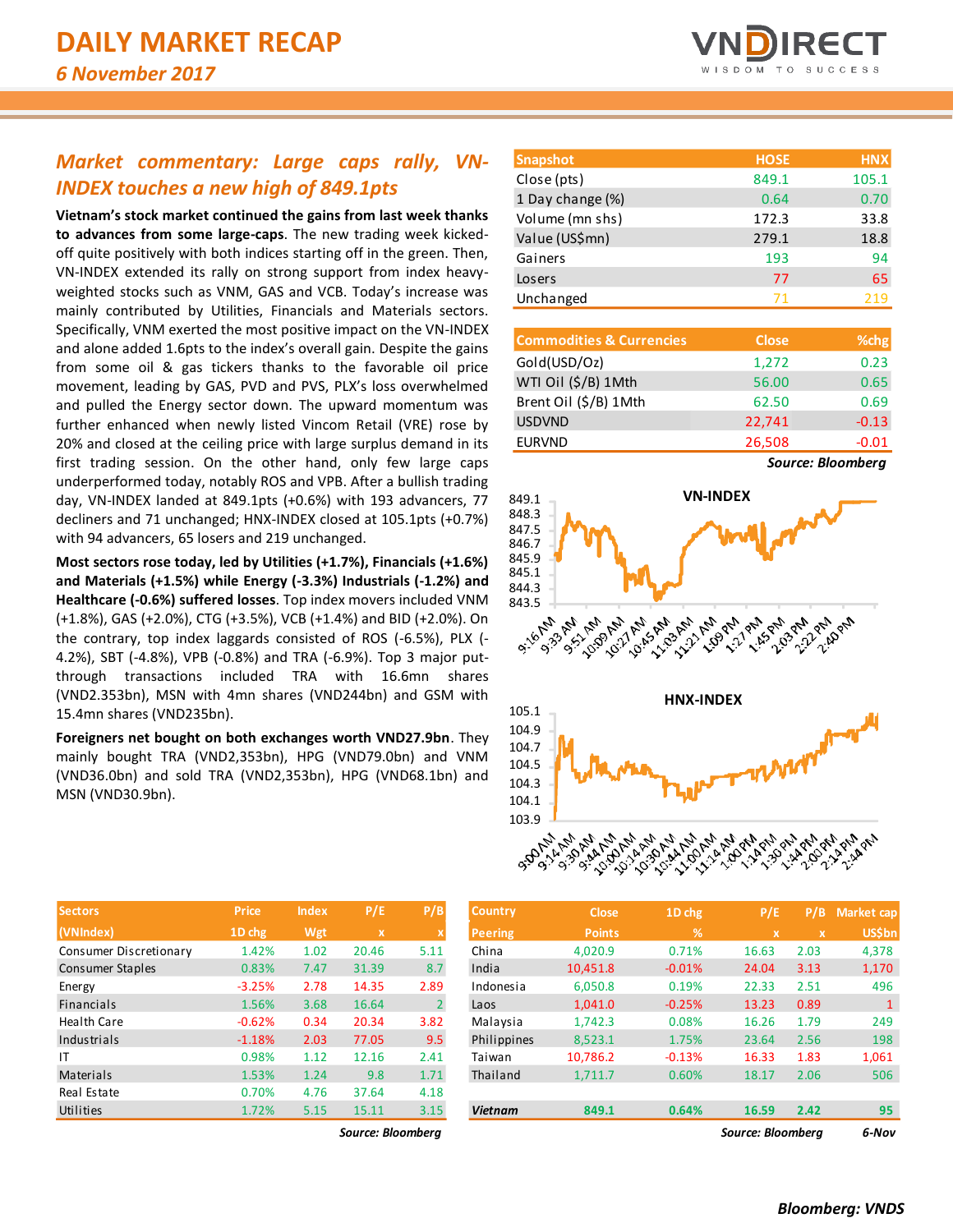# DAILY MARKET RECAP

*6 November 2017*

## *Market commentary: Large caps rally, VN-INDEX touches a new high of 849.1pts*

**Vietnam's stock market continued the gains from last week thanks to advances from some large-caps**. The new trading week kicked-off quite positively with both indices starting off in the green. Then, VN-INDEX extended its rally on strong support from index heavy-weighted stocks such as VNM, GAS and VCB. Today's increase was mainly contributed by Utilities, Financials and Materials sectors. Specifically, VNM exerted the most positive impact on the VN-INDEX and alone added 1.6pts to the index's overall gain. Despite the gains from some oil & gas tickers thanks to the favorable oil price movement, leading by GAS, PVD and PVS, PLX's loss overwhelmed and pulled the Energy sector down. The upward momentum was further enhanced when newly listed Vincom Retail (VRE) rose by 20% and closed at the ceiling price with large surplus demand in its first trading session. On the other hand, only few large caps underperformed today, notably ROS and VPB. After a bullish trading day, VN-INDEX landed at 849.1pts (+0.6%) with 193 advancers, 77 decliners and 71 unchanged; HNX-INDEX closed at 105.1pts (+0.7%) with 94 advancers, 65 losers and 219 unchanged.

**Most sectors rose today, led by Utilities (+1.7%), Financials (+1.6%) and Materials (+1.5%) while Energy (-3.3%) Industrials (-1.2%) and Healthcare (-0.6%) suffered losses**. Top index movers included VNM (+1.8%), GAS (+2.0%), CTG (+3.5%), VCB (+1.4%) and BID (+2.0%). On the contrary, top index laggards consisted of ROS (-6.5%), PLX (-4.2%), SBT (-4.8%), VPB (-0.8%) and TRA (-6.9%). Top 3 major put-through transactions included TRA with 16.6mn shares (VND2.353bn), MSN with 4mn shares (VND244bn) and GSM with 15.4mn shares (VND235bn).

**Foreigners net bought on both exchanges worth VND27.9bn**. They mainly bought TRA (VND2,353bn), HPG (VND79.0bn) and VNM (VND36.0bn) and sold TRA (VND2,353bn), HPG (VND68.1bn) and MSN (VND30.9bn).

| Snapshot | HOSE | HNX |
|---|---|---|
| Close (pts) | 849.1 | 105.1 |
| 1 Day change (%) | 0.64 | 0.70 |
| Volume (mn shs) | 172.3 | 33.8 |
| Value (US$mn) | 279.1 | 18.8 |
| Gainers | 193 | 94 |
| Losers | 77 | 65 |
| Unchanged | 71 | 219 |

| Commodities & Currencies | Close | %chg |
|---|---|---|
| Gold(USD/Oz) | 1,272 | 0.23 |
| WTI Oil ($/B) 1Mth | 56.00 | 0.65 |
| Brent Oil ($/B) 1Mth | 62.50 | 0.69 |
| USDVND | 22,741 | -0.13 |
| EURVND | 26,508 | -0.01 |

*Source: Bloomberg*

| Sectors (VNIndex) | Price 1D chg | Index Wgt | P/E x | P/B x |
|---|---|---|---|---|
| Consumer Discretionary | 1.42% | 1.02 | 20.46 | 5.11 |
| Consumer Staples | 0.83% | 7.47 | 31.39 | 8.7 |
| Energy | -3.25% | 2.78 | 14.35 | 2.89 |
| Financials | 1.56% | 3.68 | 16.64 | 2 |
| Health Care | -0.62% | 0.34 | 20.34 | 3.82 |
| Industrials | -1.18% | 2.03 | 77.05 | 9.5 |
| IT | 0.98% | 1.12 | 12.16 | 2.41 |
| Materials | 1.53% | 1.24 | 9.8 | 1.71 |
| Real Estate | 0.70% | 4.76 | 37.64 | 4.18 |
| Utilities | 1.72% | 5.15 | 15.11 | 3.15 |

*Source: Bloomberg*

| Country Peering | Close Points | 1D chg % | P/E x | P/B x | Market cap US$bn |
|---|---|---|---|---|---|
| China | 4,020.9 | 0.71% | 16.63 | 2.03 | 4,378 |
| India | 10,451.8 | -0.01% | 24.04 | 3.13 | 1,170 |
| Indonesia | 6,050.8 | 0.19% | 22.33 | 2.51 | 496 |
| Laos | 1,041.0 | -0.25% | 13.23 | 0.89 | 1 |
| Malaysia | 1,742.3 | 0.08% | 16.26 | 1.79 | 249 |
| Philippines | 8,523.1 | 1.75% | 23.64 | 2.56 | 198 |
| Taiwan | 10,786.2 | -0.13% | 16.33 | 1.83 | 1,061 |
| Thailand | 1,711.7 | 0.60% | 18.17 | 2.06 | 506 |
| **Vietnam** | **849.1** | **0.64%** | **16.59** | **2.42** | **95** |

*Source: Bloomberg* *6-Nov*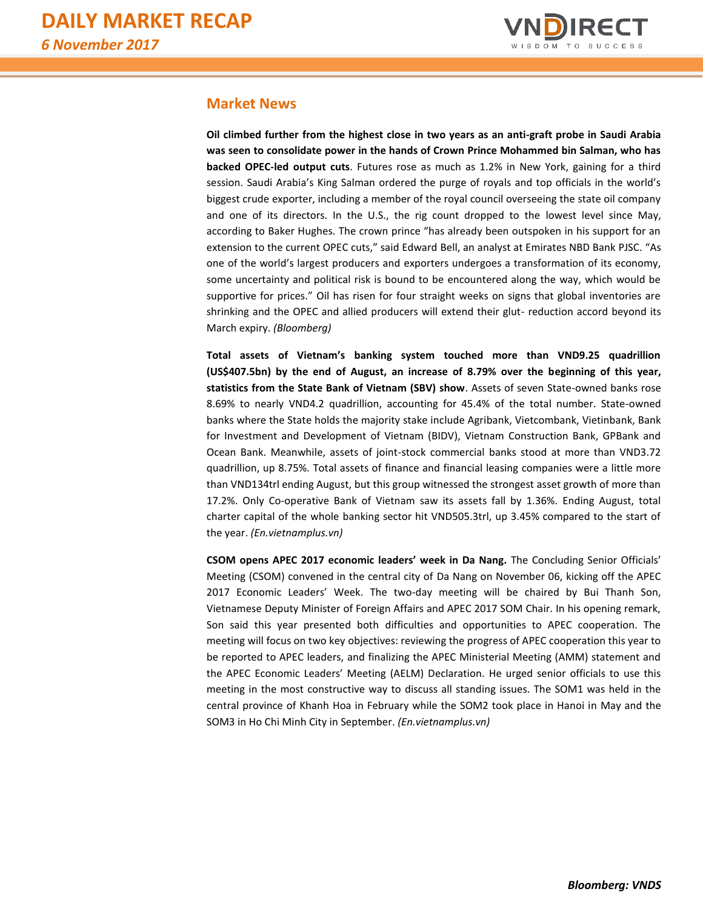## Market News

**Oil climbed further from the highest close in two years as an anti-graft probe in Saudi Arabia was seen to consolidate power in the hands of Crown Prince Mohammed bin Salman, who has backed OPEC-led output cuts**. Futures rose as much as 1.2% in New York, gaining for a third session. Saudi Arabia's King Salman ordered the purge of royals and top officials in the world's biggest crude exporter, including a member of the royal council overseeing the state oil company and one of its directors. In the U.S., the rig count dropped to the lowest level since May, according to Baker Hughes. The crown prince "has already been outspoken in his support for an extension to the current OPEC cuts," said Edward Bell, an analyst at Emirates NBD Bank PJSC. "As one of the world's largest producers and exporters undergoes a transformation of its economy, some uncertainty and political risk is bound to be encountered along the way, which would be supportive for prices." Oil has risen for four straight weeks on signs that global inventories are shrinking and the OPEC and allied producers will extend their glut- reduction accord beyond its March expiry. *(Bloomberg)*

**Total assets of Vietnam's banking system touched more than VND9.25 quadrillion (US$407.5bn) by the end of August, an increase of 8.79% over the beginning of this year, statistics from the State Bank of Vietnam (SBV) show**. Assets of seven State-owned banks rose 8.69% to nearly VND4.2 quadrillion, accounting for 45.4% of the total number. State-owned banks where the State holds the majority stake include Agribank, Vietcombank, Vietinbank, Bank for Investment and Development of Vietnam (BIDV), Vietnam Construction Bank, GPBank and Ocean Bank. Meanwhile, assets of joint-stock commercial banks stood at more than VND3.72 quadrillion, up 8.75%. Total assets of finance and financial leasing companies were a little more than VND134trl ending August, but this group witnessed the strongest asset growth of more than 17.2%. Only Co-operative Bank of Vietnam saw its assets fall by 1.36%. Ending August, total charter capital of the whole banking sector hit VND505.3trl, up 3.45% compared to the start of the year. *(En.vietnamplus.vn)*

**CSOM opens APEC 2017 economic leaders' week in Da Nang.** The Concluding Senior Officials' Meeting (CSOM) convened in the central city of Da Nang on November 06, kicking off the APEC 2017 Economic Leaders' Week. The two-day meeting will be chaired by Bui Thanh Son, Vietnamese Deputy Minister of Foreign Affairs and APEC 2017 SOM Chair. In his opening remark, Son said this year presented both difficulties and opportunities to APEC cooperation. The meeting will focus on two key objectives: reviewing the progress of APEC cooperation this year to be reported to APEC leaders, and finalizing the APEC Ministerial Meeting (AMM) statement and the APEC Economic Leaders' Meeting (AELM) Declaration. He urged senior officials to use this meeting in the most constructive way to discuss all standing issues. The SOM1 was held in the central province of Khanh Hoa in February while the SOM2 took place in Hanoi in May and the SOM3 in Ho Chi Minh City in September. *(En.vietnamplus.vn)*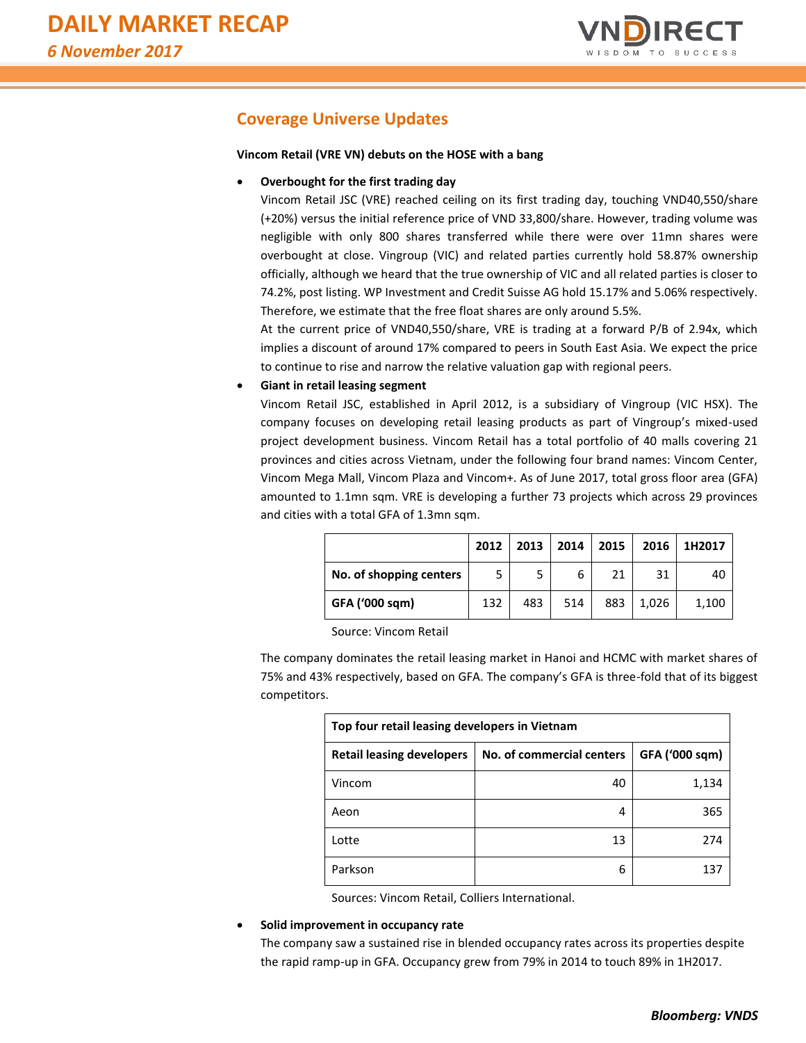## Coverage Universe Updates

**Vincom Retail (VRE VN) debuts on the HOSE with a bang**

- **Overbought for the first trading day**

  Vincom Retail JSC (VRE) reached ceiling on its first trading day, touching VND40,550/share (+20%) versus the initial reference price of VND 33,800/share. However, trading volume was negligible with only 800 shares transferred while there were over 11mn shares were overbought at close. Vingroup (VIC) and related parties currently hold 58.87% ownership officially, although we heard that the true ownership of VIC and all related parties is closer to 74.2%, post listing. WP Investment and Credit Suisse AG hold 15.17% and 5.06% respectively. Therefore, we estimate that the free float shares are only around 5.5%.

  At the current price of VND40,550/share, VRE is trading at a forward P/B of 2.94x, which implies a discount of around 17% compared to peers in South East Asia. We expect the price to continue to rise and narrow the relative valuation gap with regional peers.

- **Giant in retail leasing segment**

  Vincom Retail JSC, established in April 2012, is a subsidiary of Vingroup (VIC HSX). The company focuses on developing retail leasing products as part of Vingroup's mixed-used project development business. Vincom Retail has a total portfolio of 40 malls covering 21 provinces and cities across Vietnam, under the following four brand names: Vincom Center, Vincom Mega Mall, Vincom Plaza and Vincom+. As of June 2017, total gross floor area (GFA) amounted to 1.1mn sqm. VRE is developing a further 73 projects which across 29 provinces and cities with a total GFA of 1.3mn sqm.

| | 2012 | 2013 | 2014 | 2015 | 2016 | 1H2017 |
|---|---|---|---|---|---|---|
| **No. of shopping centers** | 5 | 5 | 6 | 21 | 31 | 40 |
| **GFA ('000 sqm)** | 132 | 483 | 514 | 883 | 1,026 | 1,100 |

Source: Vincom Retail

The company dominates the retail leasing market in Hanoi and HCMC with market shares of 75% and 43% respectively, based on GFA. The company's GFA is three-fold that of its biggest competitors.

| **Top four retail leasing developers in Vietnam** | | |
|---|---|---|
| **Retail leasing developers** | **No. of commercial centers** | **GFA ('000 sqm)** |
| Vincom | 40 | 1,134 |
| Aeon | 4 | 365 |
| Lotte | 13 | 274 |
| Parkson | 6 | 137 |

Sources: Vincom Retail, Colliers International.

- **Solid improvement in occupancy rate**

  The company saw a sustained rise in blended occupancy rates across its properties despite the rapid ramp-up in GFA. Occupancy grew from 79% in 2014 to touch 89% in 1H2017.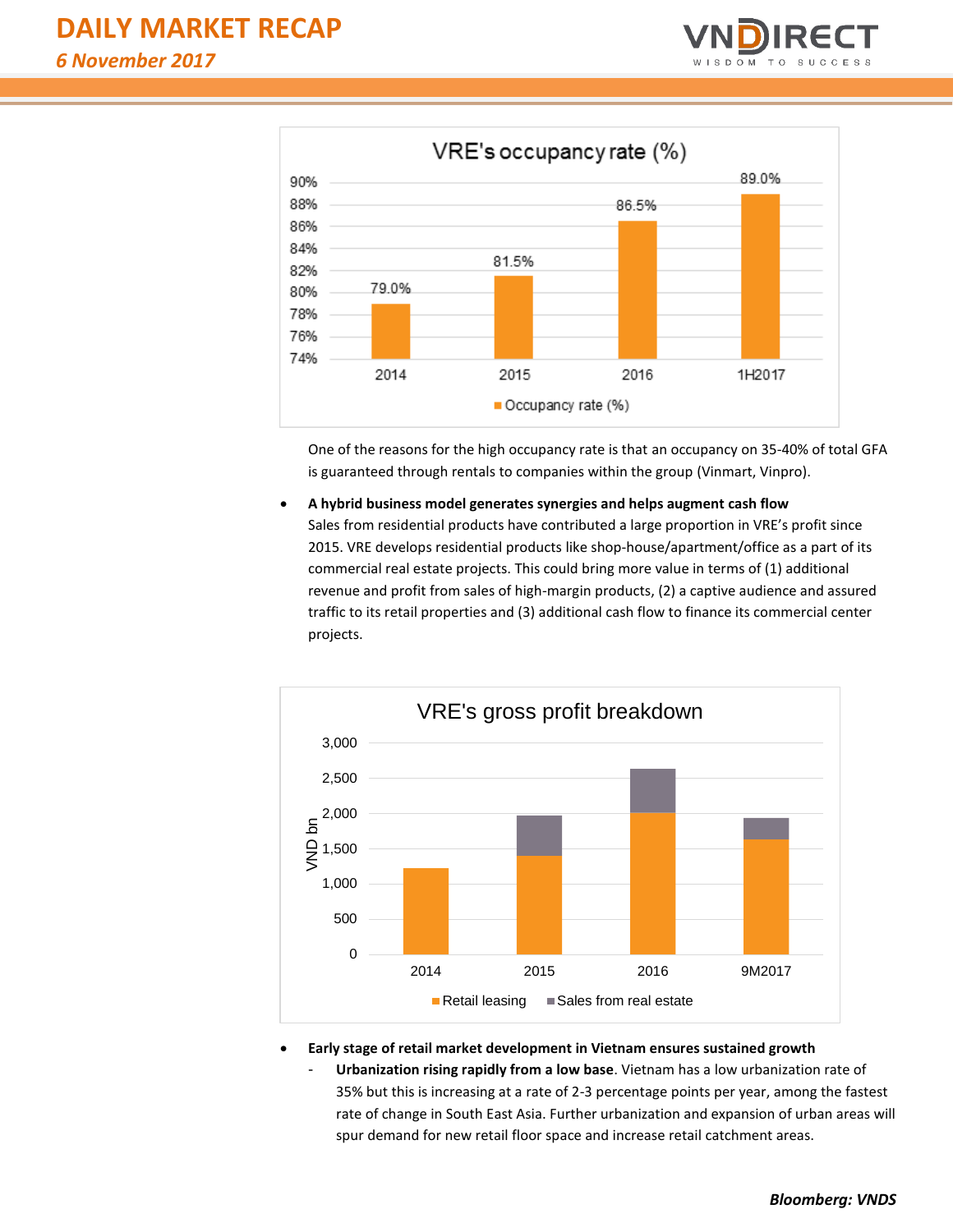VRE's occupancy rate (%)

| | 2014 | 2015 | 2016 | 1H2017 |
|---|---|---|---|---|
| Occupancy rate (%) | 79.0% | 81.5% | 86.5% | 89.0% |

One of the reasons for the high occupancy rate is that an occupancy on 35-40% of total GFA is guaranteed through rentals to companies within the group (Vinmart, Vinpro).

- **A hybrid business model generates synergies and helps augment cash flow**
  Sales from residential products have contributed a large proportion in VRE's profit since 2015. VRE develops residential products like shop-house/apartment/office as a part of its commercial real estate projects. This could bring more value in terms of (1) additional revenue and profit from sales of high-margin products, (2) a captive audience and assured traffic to its retail properties and (3) additional cash flow to finance its commercial center projects.

VRE's gross profit breakdown (VND bn)

Categories: 2014, 2015, 2016, 9M2017 — Retail leasing; Sales from real estate

- **Early stage of retail market development in Vietnam ensures sustained growth**
  - **Urbanization rising rapidly from a low base**. Vietnam has a low urbanization rate of 35% but this is increasing at a rate of 2-3 percentage points per year, among the fastest rate of change in South East Asia. Further urbanization and expansion of urban areas will spur demand for new retail floor space and increase retail catchment areas.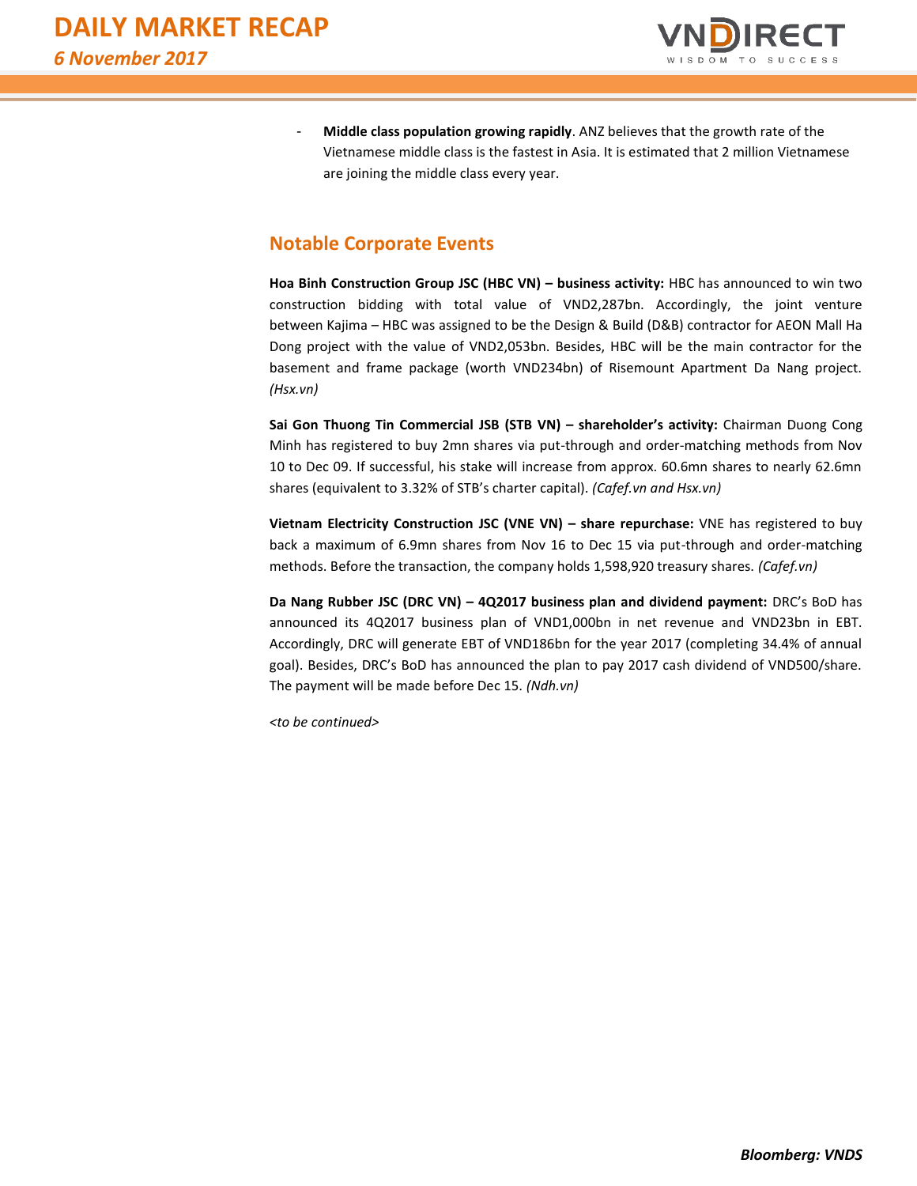- **Middle class population growing rapidly**. ANZ believes that the growth rate of the Vietnamese middle class is the fastest in Asia. It is estimated that 2 million Vietnamese are joining the middle class every year.

## Notable Corporate Events

**Hoa Binh Construction Group JSC (HBC VN) – business activity:** HBC has announced to win two construction bidding with total value of VND2,287bn. Accordingly, the joint venture between Kajima – HBC was assigned to be the Design & Build (D&B) contractor for AEON Mall Ha Dong project with the value of VND2,053bn. Besides, HBC will be the main contractor for the basement and frame package (worth VND234bn) of Risemount Apartment Da Nang project. *(Hsx.vn)*

**Sai Gon Thuong Tin Commercial JSB (STB VN) – shareholder's activity:** Chairman Duong Cong Minh has registered to buy 2mn shares via put-through and order-matching methods from Nov 10 to Dec 09. If successful, his stake will increase from approx. 60.6mn shares to nearly 62.6mn shares (equivalent to 3.32% of STB's charter capital). *(Cafef.vn and Hsx.vn)*

**Vietnam Electricity Construction JSC (VNE VN) – share repurchase:** VNE has registered to buy back a maximum of 6.9mn shares from Nov 16 to Dec 15 via put-through and order-matching methods. Before the transaction, the company holds 1,598,920 treasury shares. *(Cafef.vn)*

**Da Nang Rubber JSC (DRC VN) – 4Q2017 business plan and dividend payment:** DRC's BoD has announced its 4Q2017 business plan of VND1,000bn in net revenue and VND23bn in EBT. Accordingly, DRC will generate EBT of VND186bn for the year 2017 (completing 34.4% of annual goal). Besides, DRC's BoD has announced the plan to pay 2017 cash dividend of VND500/share. The payment will be made before Dec 15. *(Ndh.vn)*

*<to be continued>*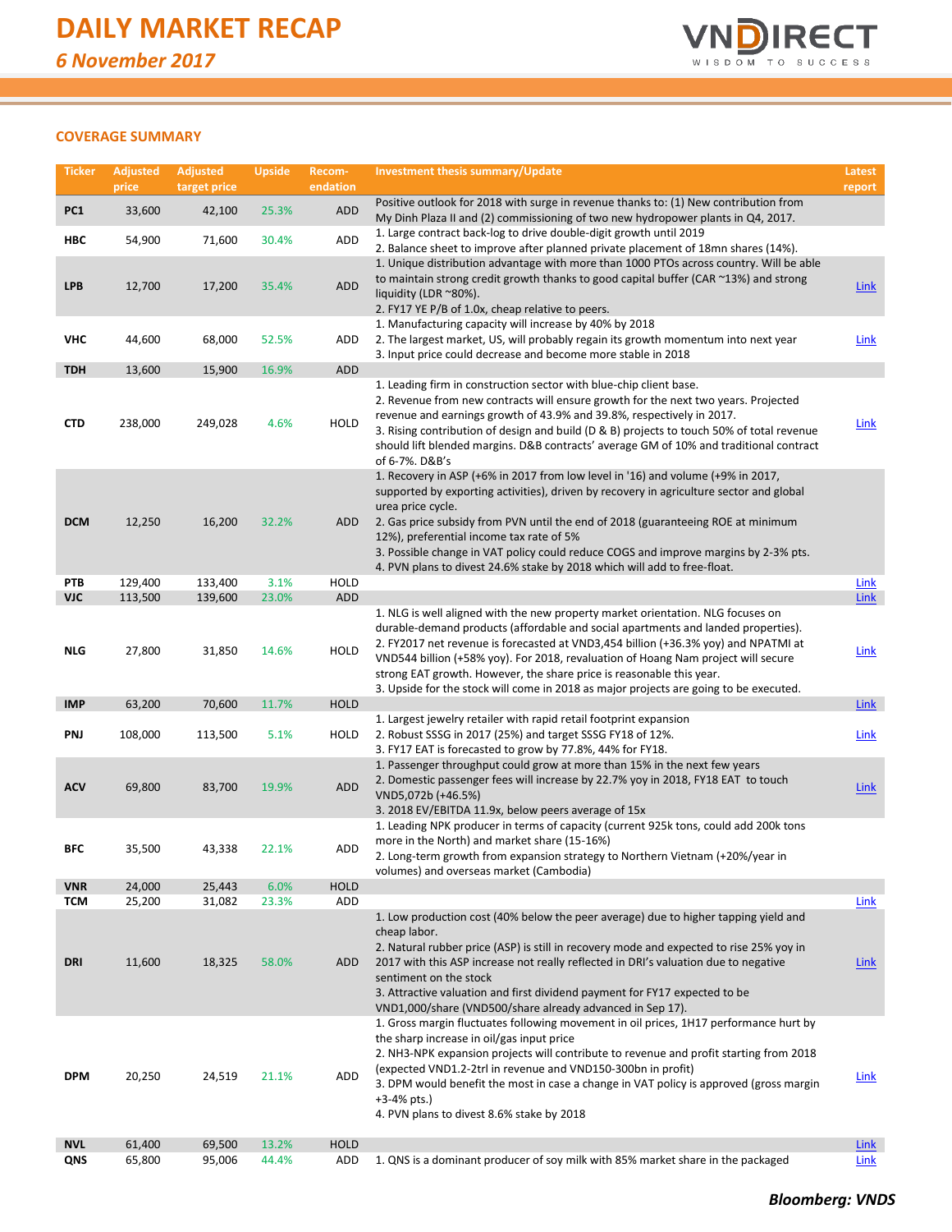# DAILY MARKET RECAP

*6 November 2017*

## COVERAGE SUMMARY

| Ticker | Adjusted price | Adjusted target price | Upside | Recom-endation | Investment thesis summary/Update | Latest report |
|---|---|---|---|---|---|---|
| PC1 | 33,600 | 42,100 | 25.3% | ADD | Positive outlook for 2018 with surge in revenue thanks to: (1) New contribution from My Dinh Plaza II and (2) commissioning of two new hydropower plants in Q4, 2017. | |
| HBC | 54,900 | 71,600 | 30.4% | ADD | 1. Large contract back-log to drive double-digit growth until 2019<br>2. Balance sheet to improve after planned private placement of 18mn shares (14%). | |
| LPB | 12,700 | 17,200 | 35.4% | ADD | 1. Unique distribution advantage with more than 1000 PTOs across country. Will be able to maintain strong credit growth thanks to good capital buffer (CAR ~13%) and strong liquidity (LDR ~80%).<br>2. FY17 YE P/B of 1.0x, cheap relative to peers. | Link |
| VHC | 44,600 | 68,000 | 52.5% | ADD | 1. Manufacturing capacity will increase by 40% by 2018<br>2. The largest market, US, will probably regain its growth momentum into next year<br>3. Input price could decrease and become more stable in 2018 | Link |
| TDH | 13,600 | 15,900 | 16.9% | ADD | | |
| CTD | 238,000 | 249,028 | 4.6% | HOLD | 1. Leading firm in construction sector with blue-chip client base.<br>2. Revenue from new contracts will ensure growth for the next two years. Projected revenue and earnings growth of 43.9% and 39.8%, respectively in 2017.<br>3. Rising contribution of design and build (D & B) projects to touch 50% of total revenue should lift blended margins. D&B contracts' average GM of 10% and traditional contract of 6-7%. D&B's | Link |
| DCM | 12,250 | 16,200 | 32.2% | ADD | 1. Recovery in ASP (+6% in 2017 from low level in '16) and volume (+9% in 2017, supported by exporting activities), driven by recovery in agriculture sector and global urea price cycle.<br>2. Gas price subsidy from PVN until the end of 2018 (guaranteeing ROE at minimum 12%), preferential income tax rate of 5%<br>3. Possible change in VAT policy could reduce COGS and improve margins by 2-3% pts.<br>4. PVN plans to divest 24.6% stake by 2018 which will add to free-float. | |
| PTB | 129,400 | 133,400 | 3.1% | HOLD | | Link |
| VJC | 113,500 | 139,600 | 23.0% | ADD | | Link |
| NLG | 27,800 | 31,850 | 14.6% | HOLD | 1. NLG is well aligned with the new property market orientation. NLG focuses on durable-demand products (affordable and social apartments and landed properties).<br>2. FY2017 net revenue is forecasted at VND3,454 billion (+36.3% yoy) and NPATMI at VND544 billion (+58% yoy). For 2018, revaluation of Hoang Nam project will secure strong EAT growth. However, the share price is reasonable this year.<br>3. Upside for the stock will come in 2018 as major projects are going to be executed. | Link |
| IMP | 63,200 | 70,600 | 11.7% | HOLD | | Link |
| PNJ | 108,000 | 113,500 | 5.1% | HOLD | 1. Largest jewelry retailer with rapid retail footprint expansion<br>2. Robust SSSG in 2017 (25%) and target SSSG FY18 of 12%.<br>3. FY17 EAT is forecasted to grow by 77.8%, 44% for FY18. | Link |
| ACV | 69,800 | 83,700 | 19.9% | ADD | 1. Passenger throughput could grow at more than 15% in the next few years<br>2. Domestic passenger fees will increase by 22.7% yoy in 2018, FY18 EAT to touch VND5,072b (+46.5%)<br>3. 2018 EV/EBITDA 11.9x, below peers average of 15x | Link |
| BFC | 35,500 | 43,338 | 22.1% | ADD | 1. Leading NPK producer in terms of capacity (current 925k tons, could add 200k tons more in the North) and market share (15-16%)<br>2. Long-term growth from expansion strategy to Northern Vietnam (+20%/year in volumes) and overseas market (Cambodia) | |
| VNR | 24,000 | 25,443 | 6.0% | HOLD | | |
| TCM | 25,200 | 31,082 | 23.3% | ADD | | Link |
| DRI | 11,600 | 18,325 | 58.0% | ADD | 1. Low production cost (40% below the peer average) due to higher tapping yield and cheap labor.<br>2. Natural rubber price (ASP) is still in recovery mode and expected to rise 25% yoy in 2017 with this ASP increase not really reflected in DRI's valuation due to negative sentiment on the stock<br>3. Attractive valuation and first dividend payment for FY17 expected to be VND1,000/share (VND500/share already advanced in Sep 17). | Link |
| DPM | 20,250 | 24,519 | 21.1% | ADD | 1. Gross margin fluctuates following movement in oil prices, 1H17 performance hurt by the sharp increase in oil/gas input price<br>2. NH3-NPK expansion projects will contribute to revenue and profit starting from 2018 (expected VND1.2-2trl in revenue and VND150-300bn in profit)<br>3. DPM would benefit the most in case a change in VAT policy is approved (gross margin +3-4% pts.)<br>4. PVN plans to divest 8.6% stake by 2018 | Link |
| NVL | 61,400 | 69,500 | 13.2% | HOLD | | Link |
| QNS | 65,800 | 95,006 | 44.4% | ADD | 1. QNS is a dominant producer of soy milk with 85% market share in the packaged | Link |

**Bloomberg: VNDS**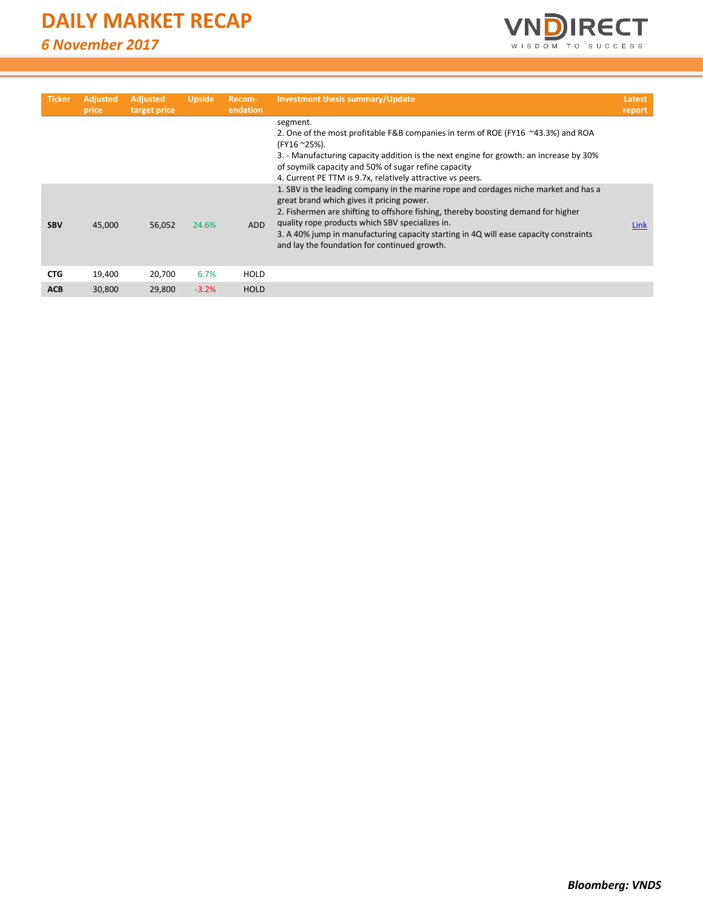| Ticker | Adjusted price | Adjusted target price | Upside | Recom-endation | Investment thesis summary/Update | Latest report |
|---|---|---|---|---|---|---|
| | | | | | segment.<br>2. One of the most profitable F&B companies in term of ROE (FY16 ~43.3%) and ROA (FY16 ~25%).<br>3. - Manufacturing capacity addition is the next engine for growth: an increase by 30% of soymilk capacity and 50% of sugar refine capacity<br>4. Current PE TTM is 9.7x, relatively attractive vs peers. | |
| **SBV** | 45,000 | 56,052 | 24.6% | ADD | 1. SBV is the leading company in the marine rope and cordages niche market and has a great brand which gives it pricing power.<br>2. Fishermen are shifting to offshore fishing, thereby boosting demand for higher quality rope products which SBV specializes in.<br>3. A 40% jump in manufacturing capacity starting in 4Q will ease capacity constraints and lay the foundation for continued growth. | Link |
| **CTG** | 19,400 | 20,700 | 6.7% | HOLD | | |
| **ACB** | 30,800 | 29,800 | -3.2% | HOLD | | |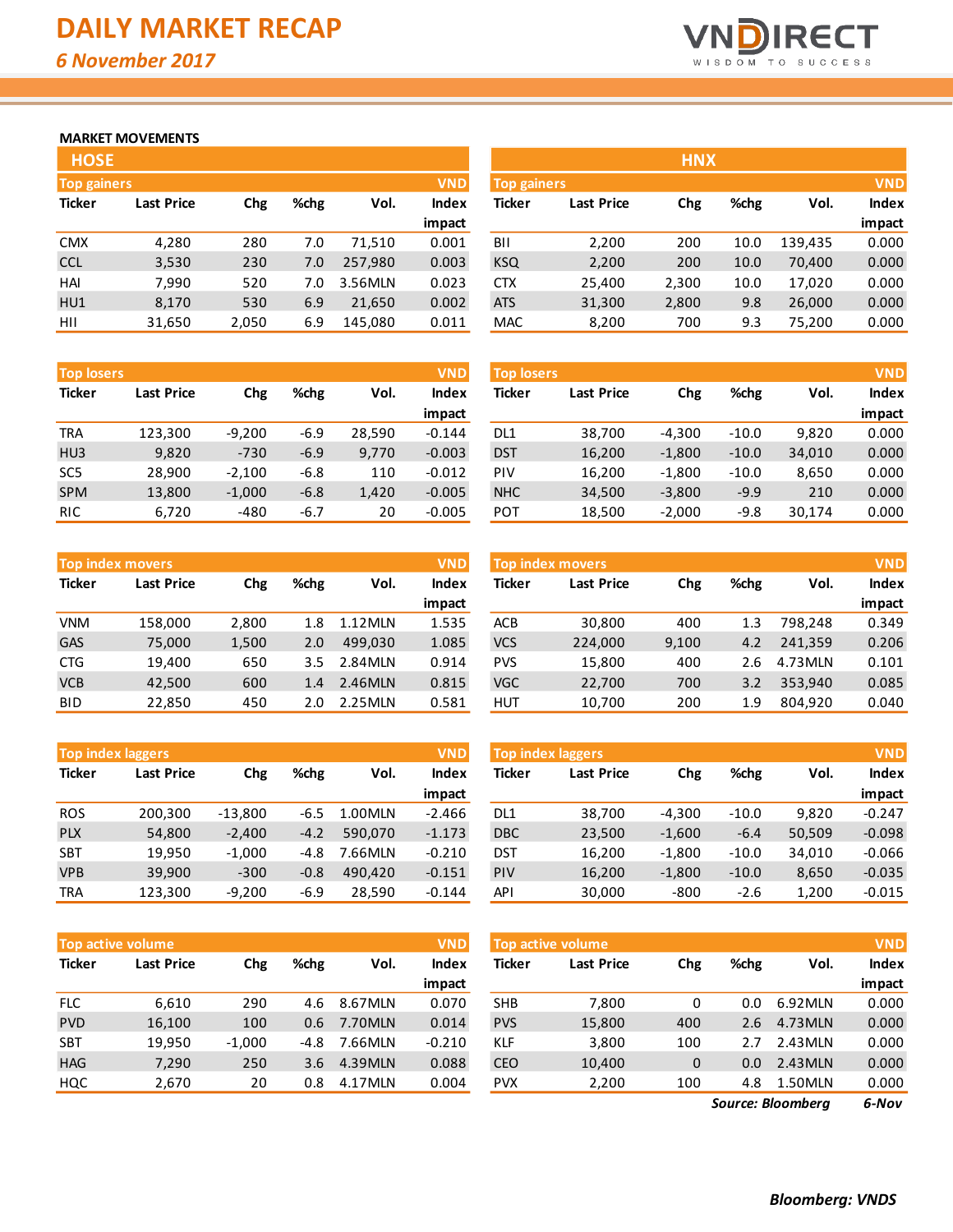# DAILY MARKET RECAP

*6 November 2017*

## MARKET MOVEMENTS

### HOSE

**Top gainers** (VND)

| Ticker | Last Price | Chg | %chg | Vol. | Index impact |
|---|---|---|---|---|---|
| CMX | 4,280 | 280 | 7.0 | 71,510 | 0.001 |
| CCL | 3,530 | 230 | 7.0 | 257,980 | 0.003 |
| HAI | 7,990 | 520 | 7.0 | 3.56MLN | 0.023 |
| HU1 | 8,170 | 530 | 6.9 | 21,650 | 0.002 |
| HII | 31,650 | 2,050 | 6.9 | 145,080 | 0.011 |

**Top losers** (VND)

| Ticker | Last Price | Chg | %chg | Vol. | Index impact |
|---|---|---|---|---|---|
| TRA | 123,300 | -9,200 | -6.9 | 28,590 | -0.144 |
| HU3 | 9,820 | -730 | -6.9 | 9,770 | -0.003 |
| SC5 | 28,900 | -2,100 | -6.8 | 110 | -0.012 |
| SPM | 13,800 | -1,000 | -6.8 | 1,420 | -0.005 |
| RIC | 6,720 | -480 | -6.7 | 20 | -0.005 |

**Top index movers** (VND)

| Ticker | Last Price | Chg | %chg | Vol. | Index impact |
|---|---|---|---|---|---|
| VNM | 158,000 | 2,800 | 1.8 | 1.12MLN | 1.535 |
| GAS | 75,000 | 1,500 | 2.0 | 499,030 | 1.085 |
| CTG | 19,400 | 650 | 3.5 | 2.84MLN | 0.914 |
| VCB | 42,500 | 600 | 1.4 | 2.46MLN | 0.815 |
| BID | 22,850 | 450 | 2.0 | 2.25MLN | 0.581 |

**Top index laggers** (VND)

| Ticker | Last Price | Chg | %chg | Vol. | Index impact |
|---|---|---|---|---|---|
| ROS | 200,300 | -13,800 | -6.5 | 1.00MLN | -2.466 |
| PLX | 54,800 | -2,400 | -4.2 | 590,070 | -1.173 |
| SBT | 19,950 | -1,000 | -4.8 | 7.66MLN | -0.210 |
| VPB | 39,900 | -300 | -0.8 | 490,420 | -0.151 |
| TRA | 123,300 | -9,200 | -6.9 | 28,590 | -0.144 |

**Top active volume** (VND)

| Ticker | Last Price | Chg | %chg | Vol. | Index impact |
|---|---|---|---|---|---|
| FLC | 6,610 | 290 | 4.6 | 8.67MLN | 0.070 |
| PVD | 16,100 | 100 | 0.6 | 7.70MLN | 0.014 |
| SBT | 19,950 | -1,000 | -4.8 | 7.66MLN | -0.210 |
| HAG | 7,290 | 250 | 3.6 | 4.39MLN | 0.088 |
| HQC | 2,670 | 20 | 0.8 | 4.17MLN | 0.004 |

### HNX

**Top gainers** (VND)

| Ticker | Last Price | Chg | %chg | Vol. | Index impact |
|---|---|---|---|---|---|
| BII | 2,200 | 200 | 10.0 | 139,435 | 0.000 |
| KSQ | 2,200 | 200 | 10.0 | 70,400 | 0.000 |
| CTX | 25,400 | 2,300 | 10.0 | 17,020 | 0.000 |
| ATS | 31,300 | 2,800 | 9.8 | 26,000 | 0.000 |
| MAC | 8,200 | 700 | 9.3 | 75,200 | 0.000 |

**Top losers** (VND)

| Ticker | Last Price | Chg | %chg | Vol. | Index impact |
|---|---|---|---|---|---|
| DL1 | 38,700 | -4,300 | -10.0 | 9,820 | 0.000 |
| DST | 16,200 | -1,800 | -10.0 | 34,010 | 0.000 |
| PIV | 16,200 | -1,800 | -10.0 | 8,650 | 0.000 |
| NHC | 34,500 | -3,800 | -9.9 | 210 | 0.000 |
| POT | 18,500 | -2,000 | -9.8 | 30,174 | 0.000 |

**Top index movers** (VND)

| Ticker | Last Price | Chg | %chg | Vol. | Index impact |
|---|---|---|---|---|---|
| ACB | 30,800 | 400 | 1.3 | 798,248 | 0.349 |
| VCS | 224,000 | 9,100 | 4.2 | 241,359 | 0.206 |
| PVS | 15,800 | 400 | 2.6 | 4.73MLN | 0.101 |
| VGC | 22,700 | 700 | 3.2 | 353,940 | 0.085 |
| HUT | 10,700 | 200 | 1.9 | 804,920 | 0.040 |

**Top index laggers** (VND)

| Ticker | Last Price | Chg | %chg | Vol. | Index impact |
|---|---|---|---|---|---|
| DL1 | 38,700 | -4,300 | -10.0 | 9,820 | -0.247 |
| DBC | 23,500 | -1,600 | -6.4 | 50,509 | -0.098 |
| DST | 16,200 | -1,800 | -10.0 | 34,010 | -0.066 |
| PIV | 16,200 | -1,800 | -10.0 | 8,650 | -0.035 |
| API | 30,000 | -800 | -2.6 | 1,200 | -0.015 |

**Top active volume** (VND)

| Ticker | Last Price | Chg | %chg | Vol. | Index impact |
|---|---|---|---|---|---|
| SHB | 7,800 | 0 | 0.0 | 6.92MLN | 0.000 |
| PVS | 15,800 | 400 | 2.6 | 4.73MLN | 0.000 |
| KLF | 3,800 | 100 | 2.7 | 2.43MLN | 0.000 |
| CEO | 10,400 | 0 | 0.0 | 2.43MLN | 0.000 |
| PVX | 2,200 | 100 | 4.8 | 1.50MLN | 0.000 |

*Source: Bloomberg* *6-Nov*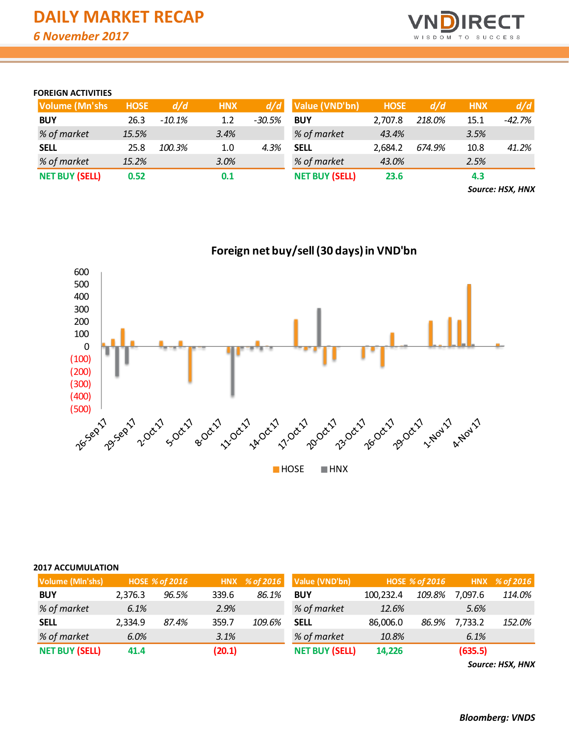# DAILY MARKET RECAP

*6 November 2017*

**FOREIGN ACTIVITIES**

| Volume (Mn'shs) | HOSE | d/d | HNX | d/d |
|---|---|---|---|---|
| **BUY** | 26.3 | *-10.1%* | 1.2 | *-30.5%* |
| *% of market* | *15.5%* | | *3.4%* | |
| **SELL** | 25.8 | *100.3%* | 1.0 | *4.3%* |
| *% of market* | *15.2%* | | *3.0%* | |
| **NET BUY (SELL)** | **0.52** | | **0.1** | |

| Value (VND'bn) | HOSE | d/d | HNX | d/d |
|---|---|---|---|---|
| **BUY** | 2,707.8 | *218.0%* | 15.1 | *-42.7%* |
| *% of market* | *43.4%* | | *3.5%* | |
| **SELL** | 2,684.2 | *674.9%* | 10.8 | *41.2%* |
| *% of market* | *43.0%* | | *2.5%* | |
| **NET BUY (SELL)** | **23.6** | | **4.3** | |

***Source: HSX, HNX***

**Foreign net buy/sell (30 days) in VND'bn**

**2017 ACCUMULATION**

| Volume (Mln'shs) | HOSE | % of 2016 | HNX | % of 2016 |
|---|---|---|---|---|
| **BUY** | 2,376.3 | *96.5%* | 339.6 | *86.1%* |
| *% of market* | *6.1%* | | *2.9%* | |
| **SELL** | 2,334.9 | *87.4%* | 359.7 | *109.6%* |
| *% of market* | *6.0%* | | *3.1%* | |
| **NET BUY (SELL)** | **41.4** | | **(20.1)** | |

| Value (VND'bn) | HOSE | % of 2016 | HNX | % of 2016 |
|---|---|---|---|---|
| **BUY** | 100,232.4 | *109.8%* | 7,097.6 | *114.0%* |
| *% of market* | *12.6%* | | *5.6%* | |
| **SELL** | 86,006.0 | *86.9%* | 7,733.2 | *152.0%* |
| *% of market* | *10.8%* | | *6.1%* | |
| **NET BUY (SELL)** | **14,226** | | **(635.5)** | |

***Source: HSX, HNX***

***Bloomberg: VNDS***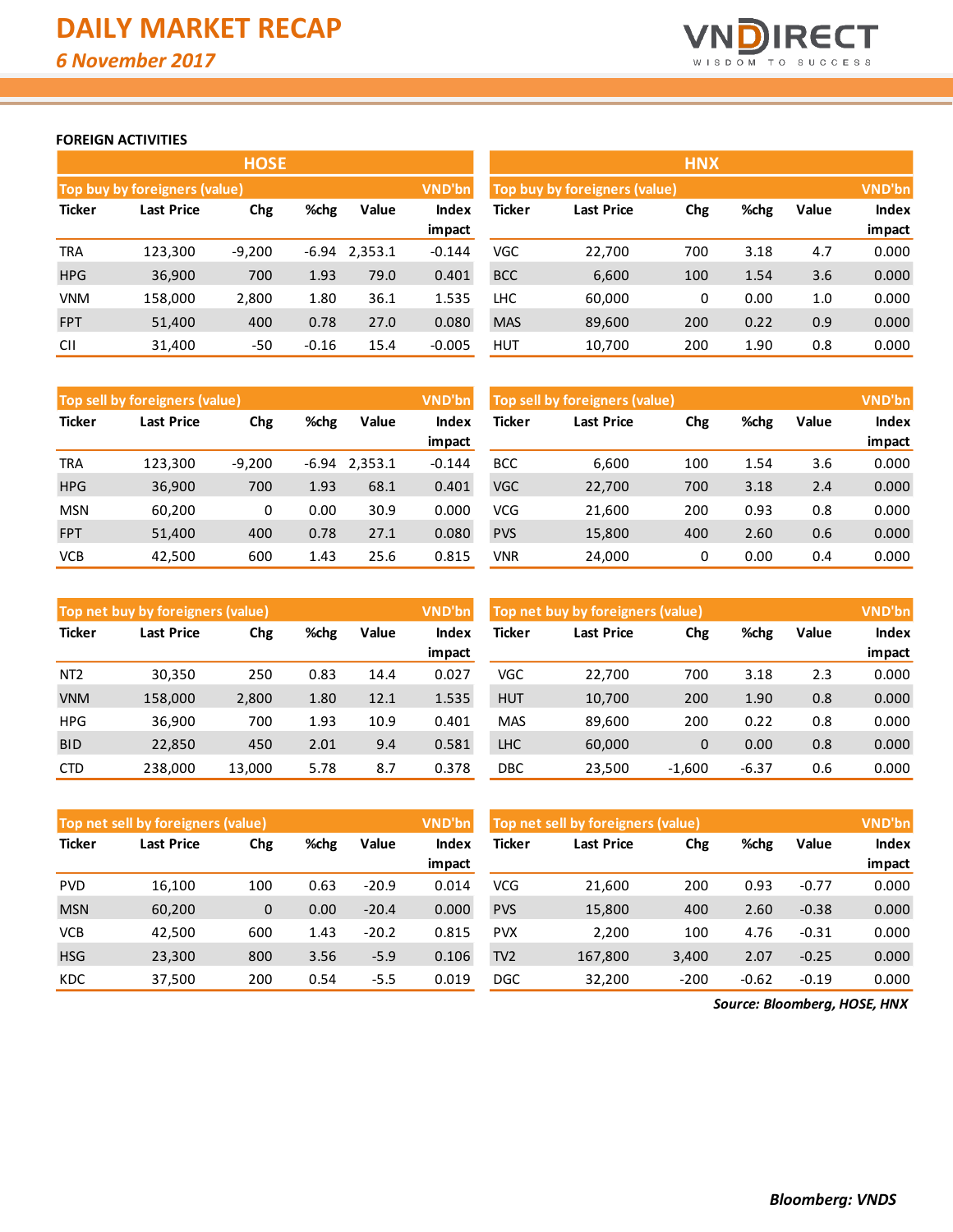# DAILY MARKET RECAP

*6 November 2017*

## FOREIGN ACTIVITIES

### HOSE

**Top buy by foreigners (value)** — VND'bn

| Ticker | Last Price | Chg | %chg | Value | Index impact |
|---|---|---|---|---|---|
| TRA | 123,300 | -9,200 | -6.94 | 2,353.1 | -0.144 |
| HPG | 36,900 | 700 | 1.93 | 79.0 | 0.401 |
| VNM | 158,000 | 2,800 | 1.80 | 36.1 | 1.535 |
| FPT | 51,400 | 400 | 0.78 | 27.0 | 0.080 |
| CII | 31,400 | -50 | -0.16 | 15.4 | -0.005 |

**Top sell by foreigners (value)** — VND'bn

| Ticker | Last Price | Chg | %chg | Value | Index impact |
|---|---|---|---|---|---|
| TRA | 123,300 | -9,200 | -6.94 | 2,353.1 | -0.144 |
| HPG | 36,900 | 700 | 1.93 | 68.1 | 0.401 |
| MSN | 60,200 | 0 | 0.00 | 30.9 | 0.000 |
| FPT | 51,400 | 400 | 0.78 | 27.1 | 0.080 |
| VCB | 42,500 | 600 | 1.43 | 25.6 | 0.815 |

**Top net buy by foreigners (value)** — VND'bn

| Ticker | Last Price | Chg | %chg | Value | Index impact |
|---|---|---|---|---|---|
| NT2 | 30,350 | 250 | 0.83 | 14.4 | 0.027 |
| VNM | 158,000 | 2,800 | 1.80 | 12.1 | 1.535 |
| HPG | 36,900 | 700 | 1.93 | 10.9 | 0.401 |
| BID | 22,850 | 450 | 2.01 | 9.4 | 0.581 |
| CTD | 238,000 | 13,000 | 5.78 | 8.7 | 0.378 |

**Top net sell by foreigners (value)** — VND'bn

| Ticker | Last Price | Chg | %chg | Value | Index impact |
|---|---|---|---|---|---|
| PVD | 16,100 | 100 | 0.63 | -20.9 | 0.014 |
| MSN | 60,200 | 0 | 0.00 | -20.4 | 0.000 |
| VCB | 42,500 | 600 | 1.43 | -20.2 | 0.815 |
| HSG | 23,300 | 800 | 3.56 | -5.9 | 0.106 |
| KDC | 37,500 | 200 | 0.54 | -5.5 | 0.019 |

### HNX

**Top buy by foreigners (value)** — VND'bn

| Ticker | Last Price | Chg | %chg | Value | Index impact |
|---|---|---|---|---|---|
| VGC | 22,700 | 700 | 3.18 | 4.7 | 0.000 |
| BCC | 6,600 | 100 | 1.54 | 3.6 | 0.000 |
| LHC | 60,000 | 0 | 0.00 | 1.0 | 0.000 |
| MAS | 89,600 | 200 | 0.22 | 0.9 | 0.000 |
| HUT | 10,700 | 200 | 1.90 | 0.8 | 0.000 |

**Top sell by foreigners (value)** — VND'bn

| Ticker | Last Price | Chg | %chg | Value | Index impact |
|---|---|---|---|---|---|
| BCC | 6,600 | 100 | 1.54 | 3.6 | 0.000 |
| VGC | 22,700 | 700 | 3.18 | 2.4 | 0.000 |
| VCG | 21,600 | 200 | 0.93 | 0.8 | 0.000 |
| PVS | 15,800 | 400 | 2.60 | 0.6 | 0.000 |
| VNR | 24,000 | 0 | 0.00 | 0.4 | 0.000 |

**Top net buy by foreigners (value)** — VND'bn

| Ticker | Last Price | Chg | %chg | Value | Index impact |
|---|---|---|---|---|---|
| VGC | 22,700 | 700 | 3.18 | 2.3 | 0.000 |
| HUT | 10,700 | 200 | 1.90 | 0.8 | 0.000 |
| MAS | 89,600 | 200 | 0.22 | 0.8 | 0.000 |
| LHC | 60,000 | 0 | 0.00 | 0.8 | 0.000 |
| DBC | 23,500 | -1,600 | -6.37 | 0.6 | 0.000 |

**Top net sell by foreigners (value)** — VND'bn

| Ticker | Last Price | Chg | %chg | Value | Index impact |
|---|---|---|---|---|---|
| VCG | 21,600 | 200 | 0.93 | -0.77 | 0.000 |
| PVS | 15,800 | 400 | 2.60 | -0.38 | 0.000 |
| PVX | 2,200 | 100 | 4.76 | -0.31 | 0.000 |
| TV2 | 167,800 | 3,400 | 2.07 | -0.25 | 0.000 |
| DGC | 32,200 | -200 | -0.62 | -0.19 | 0.000 |

*Source: Bloomberg, HOSE, HNX*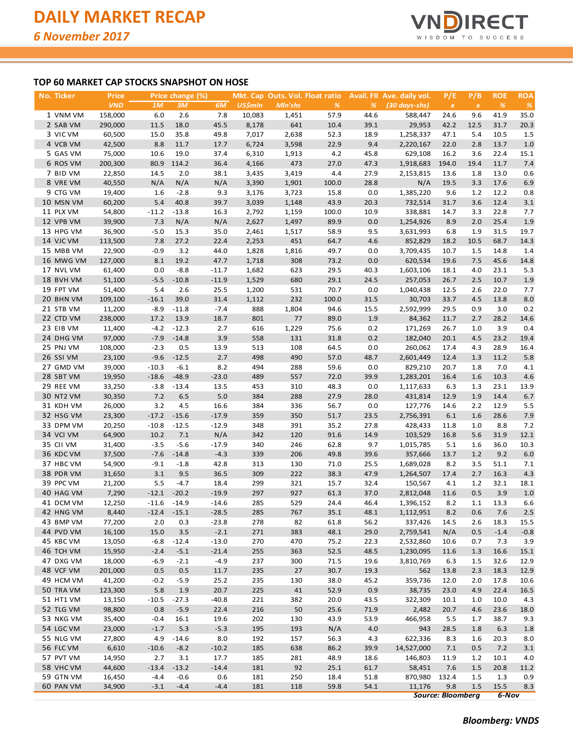# DAILY MARKET RECAP

*6 November 2017*

## TOP 60 MARKET CAP STOCKS SNAPSHOT ON HOSE

| No. | Ticker | Price | Price change (%) | | | Mkt. Cap | Outs. Vol. | Float ratio | Avail. FII | Ave. daily vol. | P/E | P/B | ROE | ROA |
|---|---|---|---|---|---|---|---|---|---|---|---|---|---|---|
| | | *VND* | *1M* | *3M* | *6M* | *US$mln* | *Mln'shs* | *%* | *%* | *(30 days-shs)* | *x* | *x* | *%* | *%* |
| 1 | VNM VM | 158,000 | 6.0 | 2.6 | 7.8 | 10,083 | 1,451 | 57.9 | 44.6 | 588,447 | 24.6 | 9.6 | 41.9 | 35.0 |
| 2 | SAB VM | 290,000 | 11.5 | 18.0 | 45.5 | 8,178 | 641 | 10.4 | 39.1 | 29,953 | 42.2 | 12.5 | 31.7 | 20.3 |
| 3 | VIC VM | 60,500 | 15.0 | 35.8 | 49.8 | 7,017 | 2,638 | 52.3 | 18.9 | 1,258,337 | 47.1 | 5.4 | 10.5 | 1.5 |
| 4 | VCB VM | 42,500 | 8.8 | 11.7 | 17.7 | 6,724 | 3,598 | 22.9 | 9.4 | 2,220,167 | 22.0 | 2.8 | 13.7 | 1.0 |
| 5 | GAS VM | 75,000 | 10.6 | 19.0 | 37.4 | 6,310 | 1,913 | 4.2 | 45.8 | 629,108 | 16.2 | 3.6 | 22.4 | 15.1 |
| 6 | ROS VM | 200,300 | 80.9 | 114.2 | 36.4 | 4,166 | 473 | 27.0 | 47.3 | 1,918,683 | 194.0 | 19.4 | 11.7 | 7.4 |
| 7 | BID VM | 22,850 | 14.5 | 2.0 | 38.1 | 3,435 | 3,419 | 4.4 | 27.9 | 2,153,815 | 13.6 | 1.8 | 13.0 | 0.6 |
| 8 | VRE VM | 40,550 | N/A | N/A | N/A | 3,390 | 1,901 | 100.0 | 28.8 | N/A | 19.5 | 3.3 | 17.6 | 6.9 |
| 9 | CTG VM | 19,400 | 1.6 | -2.8 | 9.3 | 3,176 | 3,723 | 15.8 | 0.0 | 1,385,220 | 9.6 | 1.2 | 12.2 | 0.8 |
| 10 | MSN VM | 60,200 | 5.4 | 40.8 | 39.7 | 3,039 | 1,148 | 43.9 | 20.3 | 732,514 | 31.7 | 3.6 | 12.4 | 3.1 |
| 11 | PLX VM | 54,800 | -11.2 | -13.8 | 16.3 | 2,792 | 1,159 | 100.0 | 10.9 | 338,881 | 14.7 | 3.3 | 22.8 | 7.7 |
| 12 | VPB VM | 39,900 | 7.3 | N/A | N/A | 2,627 | 1,497 | 89.9 | 0.0 | 1,254,926 | 8.9 | 2.0 | 25.4 | 1.9 |
| 13 | HPG VM | 36,900 | -5.0 | 15.3 | 35.0 | 2,461 | 1,517 | 58.9 | 9.5 | 3,631,993 | 6.8 | 1.9 | 31.5 | 19.7 |
| 14 | VJC VM | 113,500 | 7.8 | 27.2 | 22.4 | 2,253 | 451 | 64.7 | 4.6 | 852,829 | 18.2 | 10.5 | 68.7 | 14.3 |
| 15 | MBB VM | 22,900 | -0.9 | 3.2 | 44.0 | 1,828 | 1,816 | 49.7 | 0.0 | 3,709,435 | 10.7 | 1.5 | 14.8 | 1.4 |
| 16 | MWG VM | 127,000 | 8.1 | 19.2 | 47.7 | 1,718 | 308 | 73.2 | 0.0 | 620,534 | 19.6 | 7.5 | 45.6 | 14.8 |
| 17 | NVL VM | 61,400 | 0.0 | -8.8 | -11.7 | 1,682 | 623 | 29.5 | 40.3 | 1,603,106 | 18.1 | 4.0 | 23.1 | 5.3 |
| 18 | BVH VM | 51,100 | -5.5 | -10.8 | -11.9 | 1,529 | 680 | 29.1 | 24.5 | 257,053 | 26.7 | 2.5 | 10.7 | 1.9 |
| 19 | FPT VM | 51,400 | 5.4 | 2.6 | 25.5 | 1,200 | 531 | 70.7 | 0.0 | 1,040,438 | 12.5 | 2.6 | 22.0 | 7.7 |
| 20 | BHN VM | 109,100 | -16.1 | 39.0 | 31.4 | 1,112 | 232 | 100.0 | 31.5 | 30,703 | 33.7 | 4.5 | 13.8 | 8.0 |
| 21 | STB VM | 11,200 | -8.9 | -11.8 | -7.4 | 888 | 1,804 | 94.6 | 15.5 | 2,592,999 | 29.5 | 0.9 | 3.0 | 0.2 |
| 22 | CTD VM | 238,000 | 17.2 | 13.9 | 18.7 | 801 | 77 | 89.0 | 1.9 | 84,362 | 11.7 | 2.7 | 28.2 | 14.6 |
| 23 | EIB VM | 11,400 | -4.2 | -12.3 | 2.7 | 616 | 1,229 | 75.6 | 0.2 | 171,269 | 26.7 | 1.0 | 3.9 | 0.4 |
| 24 | DHG VM | 97,000 | -7.9 | -14.8 | 3.9 | 558 | 131 | 31.8 | 0.2 | 182,040 | 20.1 | 4.5 | 23.2 | 19.4 |
| 25 | PNJ VM | 108,000 | -2.3 | 0.5 | 13.9 | 513 | 108 | 64.5 | 0.0 | 260,062 | 17.4 | 4.3 | 28.9 | 16.4 |
| 26 | SSI VM | 23,100 | -9.6 | -12.5 | 2.7 | 498 | 490 | 57.0 | 48.7 | 2,601,449 | 12.4 | 1.3 | 11.2 | 5.8 |
| 27 | GMD VM | 39,000 | -10.3 | -6.1 | 8.2 | 494 | 288 | 59.6 | 0.0 | 829,210 | 20.7 | 1.8 | 7.0 | 4.1 |
| 28 | SBT VM | 19,950 | -18.6 | -48.9 | -23.0 | 489 | 557 | 72.0 | 39.9 | 1,283,201 | 16.4 | 1.6 | 10.3 | 4.6 |
| 29 | REE VM | 33,250 | -3.8 | -13.4 | 13.5 | 453 | 310 | 48.3 | 0.0 | 1,117,633 | 6.3 | 1.3 | 23.1 | 13.9 |
| 30 | NT2 VM | 30,350 | 7.2 | 6.5 | 5.0 | 384 | 288 | 27.9 | 28.0 | 431,814 | 12.9 | 1.9 | 14.4 | 6.7 |
| 31 | KDH VM | 26,000 | 3.2 | 4.5 | 16.6 | 384 | 336 | 56.7 | 0.0 | 127,776 | 14.6 | 2.2 | 12.9 | 5.5 |
| 32 | HSG VM | 23,300 | -17.2 | -15.6 | -17.9 | 359 | 350 | 51.7 | 23.5 | 2,756,391 | 6.1 | 1.6 | 28.6 | 7.9 |
| 33 | DPM VM | 20,250 | -10.8 | -12.5 | -12.9 | 348 | 391 | 35.2 | 27.8 | 428,433 | 11.8 | 1.0 | 8.8 | 7.2 |
| 34 | VCI VM | 64,900 | 10.2 | 7.1 | N/A | 342 | 120 | 91.6 | 14.9 | 103,529 | 16.8 | 5.6 | 31.9 | 12.1 |
| 35 | CII VM | 31,400 | -3.5 | -5.6 | -17.9 | 340 | 246 | 62.8 | 9.7 | 1,015,785 | 5.1 | 1.6 | 36.0 | 10.3 |
| 36 | KDC VM | 37,500 | -7.6 | -14.8 | -4.3 | 339 | 206 | 49.8 | 39.6 | 357,666 | 13.7 | 1.2 | 9.2 | 6.0 |
| 37 | HBC VM | 54,900 | -9.1 | -1.8 | 42.8 | 313 | 130 | 71.0 | 25.5 | 1,689,028 | 8.2 | 3.5 | 51.1 | 7.1 |
| 38 | PDR VM | 31,650 | 3.1 | 9.5 | 36.5 | 309 | 222 | 38.3 | 47.9 | 1,264,507 | 17.4 | 2.7 | 16.3 | 4.3 |
| 39 | PPC VM | 21,200 | 5.5 | -4.7 | 18.4 | 299 | 321 | 15.7 | 32.4 | 150,567 | 4.1 | 1.2 | 32.1 | 18.1 |
| 40 | HAG VM | 7,290 | -12.1 | -20.2 | -19.9 | 297 | 927 | 61.3 | 37.0 | 2,812,048 | 11.6 | 0.5 | 3.9 | 1.0 |
| 41 | DCM VM | 12,250 | -11.6 | -14.9 | -14.6 | 285 | 529 | 24.4 | 46.4 | 1,396,152 | 8.2 | 1.1 | 13.3 | 6.6 |
| 42 | HNG VM | 8,440 | -12.4 | -15.1 | -28.5 | 285 | 767 | 35.1 | 48.1 | 1,112,951 | 8.2 | 0.6 | 7.6 | 2.5 |
| 43 | BMP VM | 77,200 | 2.0 | 0.3 | -23.8 | 278 | 82 | 61.8 | 56.2 | 337,426 | 14.5 | 2.6 | 18.3 | 15.5 |
| 44 | PVD VM | 16,100 | 15.0 | 3.5 | -2.1 | 271 | 383 | 48.1 | 29.0 | 2,759,541 | N/A | 0.5 | -1.4 | -0.8 |
| 45 | KBC VM | 13,050 | -6.8 | -12.4 | -13.0 | 270 | 470 | 75.2 | 22.3 | 2,532,860 | 10.6 | 0.7 | 7.3 | 3.9 |
| 46 | TCH VM | 15,950 | -2.4 | -5.1 | -21.4 | 255 | 363 | 52.5 | 48.5 | 1,230,095 | 11.6 | 1.3 | 16.6 | 15.1 |
| 47 | DXG VM | 18,000 | -6.9 | -2.1 | -4.9 | 237 | 300 | 71.5 | 19.6 | 3,810,769 | 6.3 | 1.5 | 32.6 | 12.9 |
| 48 | VCF VM | 201,000 | 0.5 | 0.5 | 11.7 | 235 | 27 | 30.7 | 19.3 | 562 | 13.8 | 2.3 | 18.3 | 12.9 |
| 49 | HCM VM | 41,200 | -0.2 | -5.9 | 25.2 | 235 | 130 | 38.0 | 45.2 | 359,736 | 12.0 | 2.0 | 17.8 | 10.6 |
| 50 | TRA VM | 123,300 | 5.8 | 1.9 | 20.7 | 225 | 41 | 52.9 | 0.9 | 38,735 | 23.0 | 4.9 | 22.4 | 16.5 |
| 51 | HT1 VM | 13,150 | -10.5 | -27.3 | -40.8 | 221 | 382 | 20.0 | 43.5 | 322,309 | 10.1 | 1.0 | 10.0 | 4.3 |
| 52 | TLG VM | 98,800 | 0.8 | -5.9 | 22.4 | 216 | 50 | 25.6 | 71.9 | 2,482 | 20.7 | 4.6 | 23.6 | 18.0 |
| 53 | NKG VM | 35,400 | -0.4 | 16.1 | 19.6 | 202 | 130 | 43.9 | 53.9 | 466,958 | 5.5 | 1.7 | 38.7 | 9.3 |
| 54 | LGC VM | 23,000 | -1.7 | 5.3 | -5.3 | 195 | 193 | N/A | 4.0 | 943 | 28.5 | 1.8 | 6.3 | 1.8 |
| 55 | NLG VM | 27,800 | 4.9 | -14.6 | 8.0 | 192 | 157 | 56.3 | 4.3 | 622,336 | 8.3 | 1.6 | 20.3 | 8.0 |
| 56 | FLC VM | 6,610 | -10.6 | -8.2 | -10.2 | 185 | 638 | 86.2 | 39.9 | 14,527,000 | 7.1 | 0.5 | 7.2 | 3.1 |
| 57 | PVT VM | 14,950 | 2.7 | 3.1 | 17.7 | 185 | 281 | 48.9 | 18.6 | 146,803 | 11.9 | 1.2 | 10.1 | 4.0 |
| 58 | VHC VM | 44,600 | -13.4 | -13.2 | -14.4 | 181 | 92 | 25.1 | 61.7 | 58,451 | 7.6 | 1.5 | 20.8 | 11.2 |
| 59 | GTN VM | 16,450 | -4.4 | -0.6 | 0.6 | 181 | 250 | 18.4 | 51.8 | 870,980 | 132.4 | 1.5 | 1.3 | 0.9 |
| 60 | PAN VM | 34,900 | -3.1 | -4.4 | -4.4 | 181 | 118 | 59.8 | 54.1 | 11,176 | 9.8 | 1.5 | 15.5 | 8.3 |

*Source: Bloomberg* *6-Nov*

***Bloomberg: VNDS***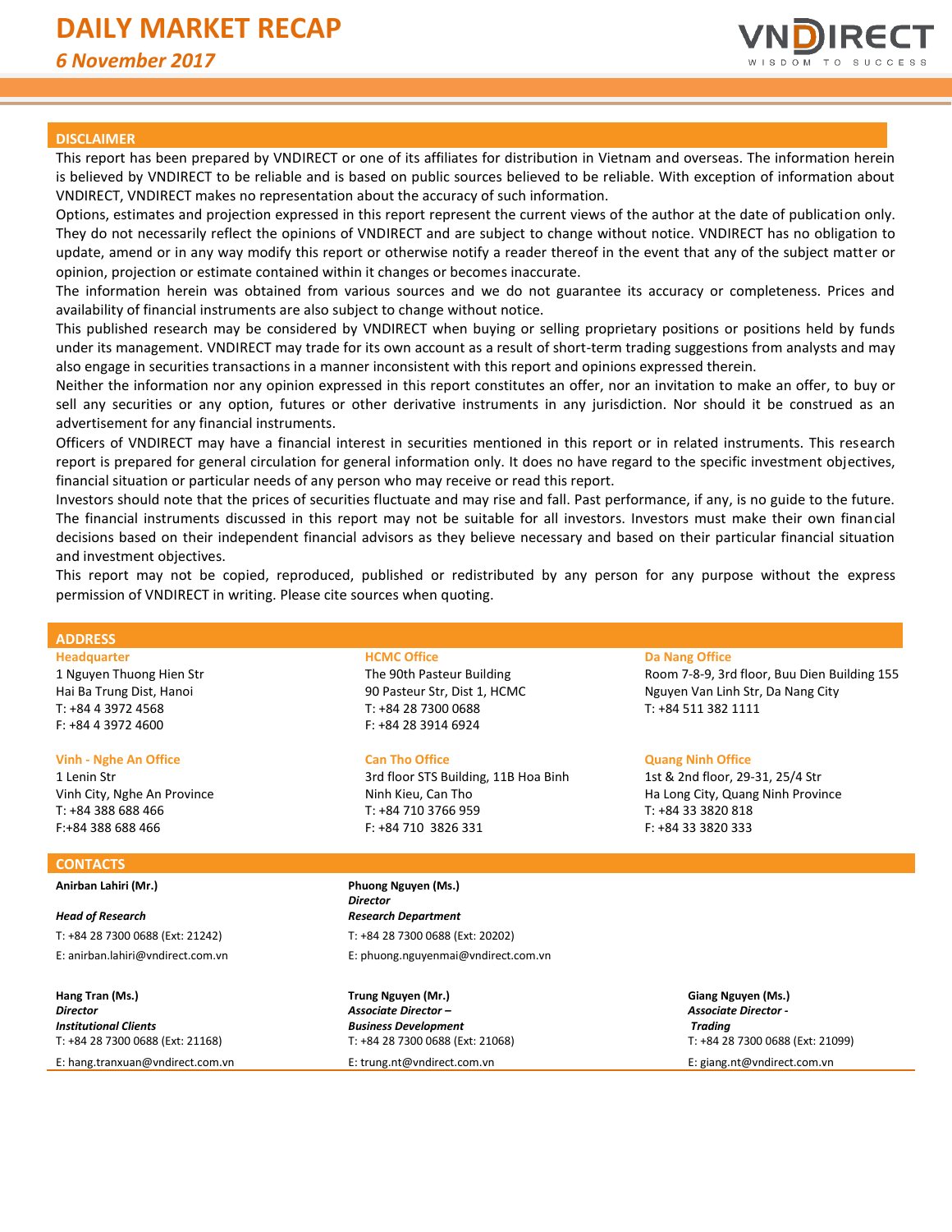# DAILY MARKET RECAP

*6 November 2017*

## DISCLAIMER

This report has been prepared by VNDIRECT or one of its affiliates for distribution in Vietnam and overseas. The information herein is believed by VNDIRECT to be reliable and is based on public sources believed to be reliable. With exception of information about VNDIRECT, VNDIRECT makes no representation about the accuracy of such information.

Options, estimates and projection expressed in this report represent the current views of the author at the date of publication only. They do not necessarily reflect the opinions of VNDIRECT and are subject to change without notice. VNDIRECT has no obligation to update, amend or in any way modify this report or otherwise notify a reader thereof in the event that any of the subject matter or opinion, projection or estimate contained within it changes or becomes inaccurate.

The information herein was obtained from various sources and we do not guarantee its accuracy or completeness. Prices and availability of financial instruments are also subject to change without notice.

This published research may be considered by VNDIRECT when buying or selling proprietary positions or positions held by funds under its management. VNDIRECT may trade for its own account as a result of short-term trading suggestions from analysts and may also engage in securities transactions in a manner inconsistent with this report and opinions expressed therein.

Neither the information nor any opinion expressed in this report constitutes an offer, nor an invitation to make an offer, to buy or sell any securities or any option, futures or other derivative instruments in any jurisdiction. Nor should it be construed as an advertisement for any financial instruments.

Officers of VNDIRECT may have a financial interest in securities mentioned in this report or in related instruments. This research report is prepared for general circulation for general information only. It does no have regard to the specific investment objectives, financial situation or particular needs of any person who may receive or read this report.

Investors should note that the prices of securities fluctuate and may rise and fall. Past performance, if any, is no guide to the future. The financial instruments discussed in this report may not be suitable for all investors. Investors must make their own financial decisions based on their independent financial advisors as they believe necessary and based on their particular financial situation and investment objectives.

This report may not be copied, reproduced, published or redistributed by any person for any purpose without the express permission of VNDIRECT in writing. Please cite sources when quoting.

## ADDRESS

**Headquarter**
1 Nguyen Thuong Hien Str
Hai Ba Trung Dist, Hanoi
T: +84 4 3972 4568
F: +84 4 3972 4600

**HCMC Office**
The 90th Pasteur Building
90 Pasteur Str, Dist 1, HCMC
T: +84 28 7300 0688
F: +84 28 3914 6924

**Da Nang Office**
Room 7-8-9, 3rd floor, Buu Dien Building 155 Nguyen Van Linh Str, Da Nang City
T: +84 511 382 1111

**Vinh - Nghe An Office**
1 Lenin Str
Vinh City, Nghe An Province
T: +84 388 688 466
F:+84 388 688 466

**Can Tho Office**
3rd floor STS Building, 11B Hoa Binh
Ninh Kieu, Can Tho
T: +84 710 3766 959
F: +84 710 3826 331

**Quang Ninh Office**
1st & 2nd floor, 29-31, 25/4 Str
Ha Long City, Quang Ninh Province
T: +84 33 3820 818
F: +84 33 3820 333

## CONTACTS

**Anirban Lahiri (Mr.)**
***Head of Research***
T: +84 28 7300 0688 (Ext: 21242)
E: anirban.lahiri@vndirect.com.vn

**Phuong Nguyen (Ms.)**
***Director***
***Research Department***
T: +84 28 7300 0688 (Ext: 20202)
E: phuong.nguyenmai@vndirect.com.vn

**Hang Tran (Ms.)**
***Director***
***Institutional Clients***
T: +84 28 7300 0688 (Ext: 21168)
E: hang.tranxuan@vndirect.com.vn

**Trung Nguyen (Mr.)**
***Associate Director –***
***Business Development***
T: +84 28 7300 0688 (Ext: 21068)
E: trung.nt@vndirect.com.vn

**Giang Nguyen (Ms.)**
***Associate Director -***
***Trading***
T: +84 28 7300 0688 (Ext: 21099)
E: giang.nt@vndirect.com.vn